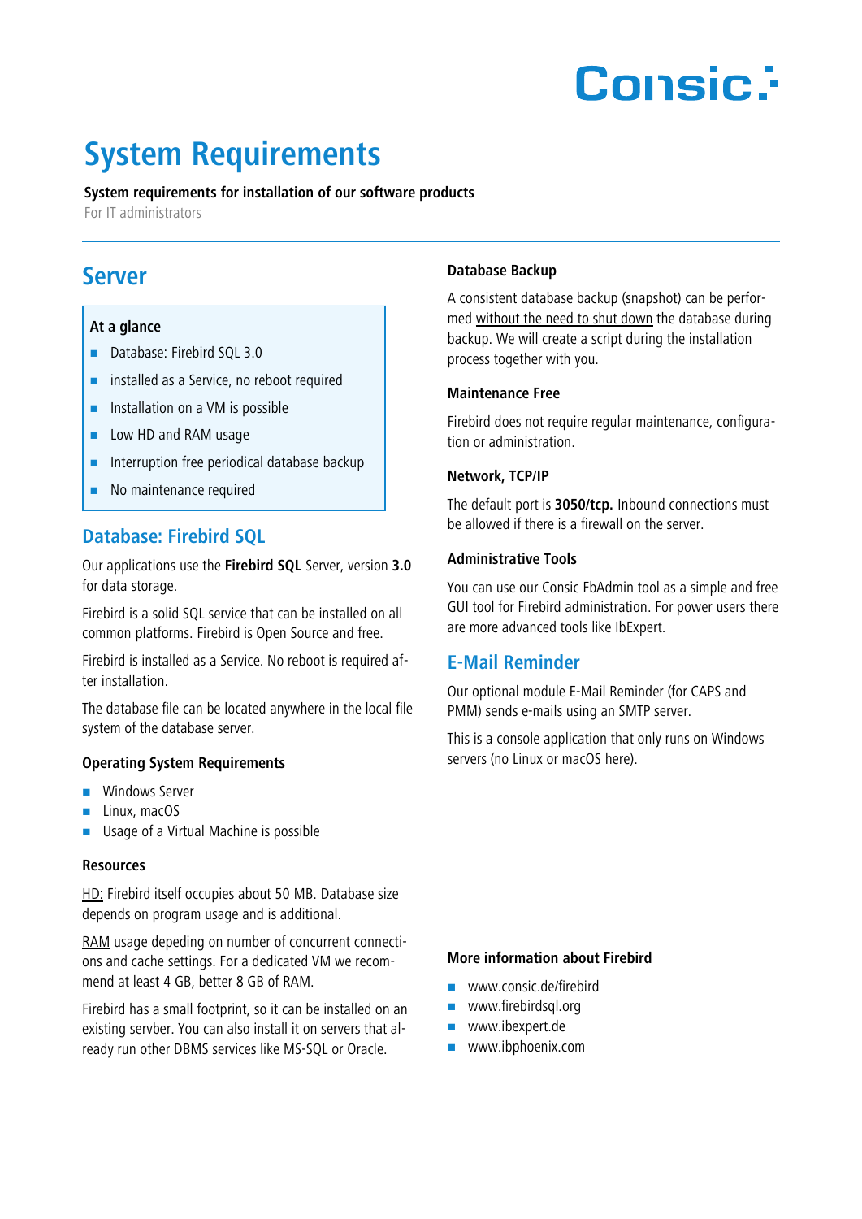Consic

# System Requirements

**System requirements for installation of our software products**

For IT administrators

## Server

**At a glance**

- Database: Firebird SQL 3.0
- installed as a Service, no reboot required
- Installation on a VM is possible
- Low HD and RAM usage
- Interruption free periodical database backup
- No maintenance required

### Database: Firebird SQL

Our applications use the **Firebird SQL** Server, version **3.0** for data storage.

Firebird is a solid SQL service that can be installed on all common platforms. Firebird is Open Source and free.

Firebird is installed as a Service. No reboot is required after installation.

The database file can be located anywhere in the local file system of the database server.

#### Operating System Requirements

- Windows Server
- Linux, macOS
- Usage of a Virtual Machine is possible

#### Resources

HD: Firebird itself occupies about 50 MB. Database size depends on program usage and is additional.

RAM usage depeding on number of concurrent connections and cache settings. For a dedicated VM we recommend at least 4 GB, better 8 GB of RAM.

Firebird has a small footprint, so it can be installed on an existing servber. You can also install it on servers that already run other DBMS services like MS-SQL or Oracle.

#### Database Backup

A consistent database backup (snapshot) can be performed without the need to shut down the database during backup. We will create a script during the installation process together with you.

#### Maintenance Free

Firebird does not require regular maintenance, configuration or administration.

#### Network, TCP/IP

The default port is **3050/tcp.** Inbound connections must be allowed if there is a firewall on the server.

#### Administrative Tools

You can use our Consic FbAdmin tool as a simple and free GUI tool for Firebird administration. For power users there are more advanced tools like IbExpert.

### E-Mail Reminder

Our optional module E-Mail Reminder (for CAPS and PMM) sends e-mails using an SMTP server.

This is a console application that only runs on Windows servers (no Linux or macOS here).

#### More information about Firebird

- www.consic.de/firebird
- www.firebirdsql.org
- www.ibexpert.de
- www.ibphoenix.com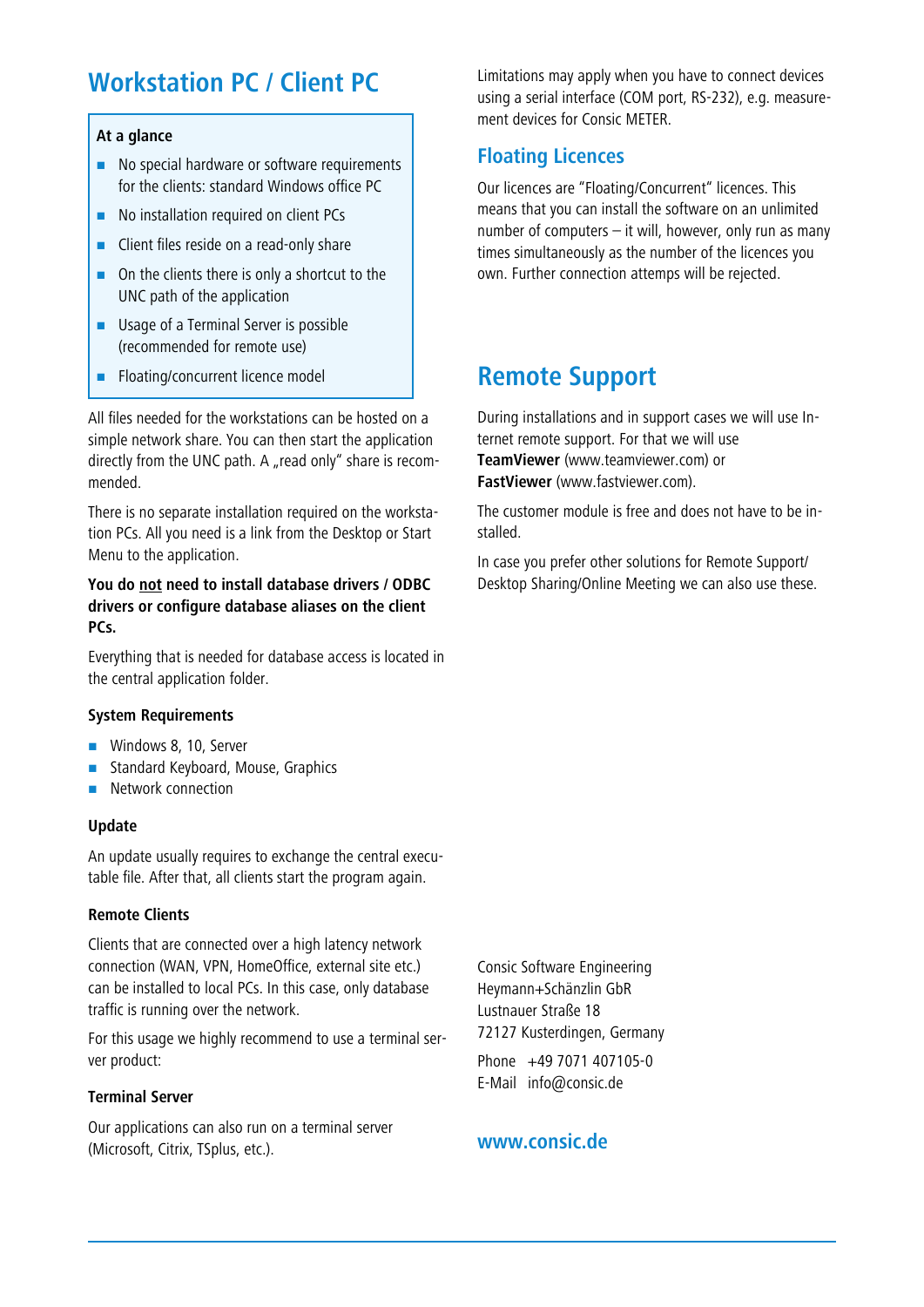# Workstation PC / Client PC

**At a glance**

- No special hardware or software requirements for the clients: standard Windows office PC
- No installation required on client PCs
- Client files reside on a read-only share
- On the clients there is only a shortcut to the UNC path of the application
- Usage of a Terminal Server is possible (recommended for remote use)
- Floating/concurrent licence model

All files needed for the workstations can be hosted on a simple network share. You can then start the application directly from the UNC path. A „read only" share is recommended.

There is no separate installation required on the workstation PCs. All you need is a link from the Desktop or Start Menu to the application.

**You do not need to install database drivers / ODBC drivers or configure database aliases on the client PCs.**

Everything that is needed for database access is located in the central application folder.

### System Requirements

- Windows 8, 10, Server
- Standard Keyboard, Mouse, Graphics
- Network connection

### Update

An update usually requires to exchange the central executable file. After that, all clients start the program again.

### Remote Clients

Clients that are connected over a high latency network connection (WAN, VPN, HomeOffice, external site etc.) can be installed to local PCs. In this case, only database traffic is running over the network.

For this usage we highly recommend to use a terminal server product:

### Terminal Server

Our applications can also run on a terminal server (Microsoft, Citrix, TSplus, etc.).

Limitations may apply when you have to connect devices using a serial interface (COM port, RS-232), e.g. measurement devices for Consic METER.

## Floating Licences

Our licences are "Floating/Concurrent" licences. This means that you can install the software on an unlimited number of computers – it will, however, only run as many times simultaneously as the number of the licences you own. Further connection attemps will be rejected.

# Remote Support

During installations and in support cases we will use Internet remote support. For that we will use **TeamViewer** (www.teamviewer.com) or **FastViewer** (www.fastviewer.com).

The customer module is free and does not have to be installed.

In case you prefer other solutions for Remote Support/ Desktop Sharing/Online Meeting we can also use these.

Consic Software Engineering
Heymann+Schänzlin GbR
Lustnauer Straße 18
72127 Kusterdingen, Germany

Phone +49 7071 407105-0
E-Mail info@consic.de

**www.consic.de**